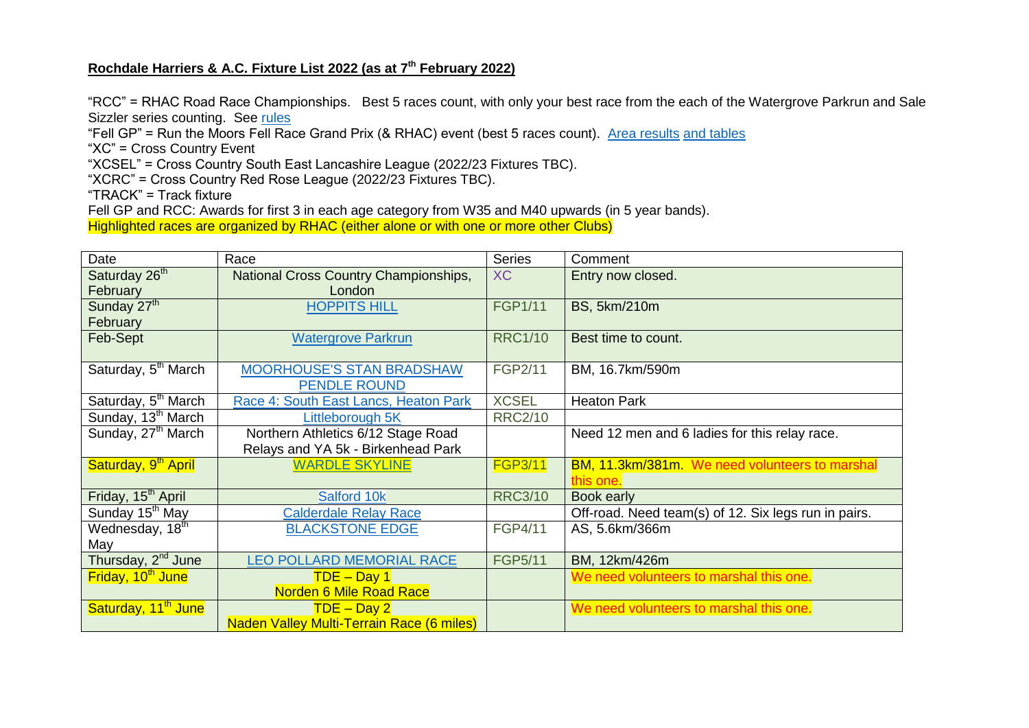**Rochdale Harriers & A.C. Fixture List 2022 (as at 7th February 2022)**

"RCC" = RHAC Road Race Championships. Best 5 races count, with only your best race from the each of the Watergrove Parkrun and Sale Sizzler series counting. See rules

"Fell GP" = Run the Moors Fell Race Grand Prix (& RHAC) event (best 5 races count). Area results and tables

"XC" = Cross Country Event

"XCSEL" = Cross Country South East Lancashire League (2022/23 Fixtures TBC).

"XCRC" = Cross Country Red Rose League (2022/23 Fixtures TBC).

"TRACK" = Track fixture

Fell GP and RCC: Awards for first 3 in each age category from W35 and M40 upwards (in 5 year bands).

Highlighted races are organized by RHAC (either alone or with one or more other Clubs)

| Date | Race | Series | Comment |
|---|---|---|---|
| Saturday 26th February | National Cross Country Championships, London | XC | Entry now closed. |
| Sunday 27th February | HOPPITS HILL | FGP1/11 | BS, 5km/210m |
| Feb-Sept | Watergrove Parkrun | RRC1/10 | Best time to count. |
| Saturday, 5th March | MOORHOUSE'S STAN BRADSHAW PENDLE ROUND | FGP2/11 | BM, 16.7km/590m |
| Saturday, 5th March | Race 4: South East Lancs, Heaton Park | XCSEL | Heaton Park |
| Sunday, 13th March | Littleborough 5K | RRC2/10 | |
| Sunday, 27th March | Northern Athletics 6/12 Stage Road Relays and YA 5k - Birkenhead Park | | Need 12 men and 6 ladies for this relay race. |
| Saturday, 9th April | WARDLE SKYLINE | FGP3/11 | BM, 11.3km/381m. We need volunteers to marshal this one. |
| Friday, 15th April | Salford 10k | RRC3/10 | Book early |
| Sunday 15th May | Calderdale Relay Race | | Off-road. Need team(s) of 12. Six legs run in pairs. |
| Wednesday, 18th May | BLACKSTONE EDGE | FGP4/11 | AS, 5.6km/366m |
| Thursday, 2nd June | LEO POLLARD MEMORIAL RACE | FGP5/11 | BM, 12km/426m |
| Friday, 10th June | TDE – Day 1 Norden 6 Mile Road Race | | We need volunteers to marshal this one. |
| Saturday, 11th June | TDE – Day 2 Naden Valley Multi-Terrain Race (6 miles) | | We need volunteers to marshal this one. |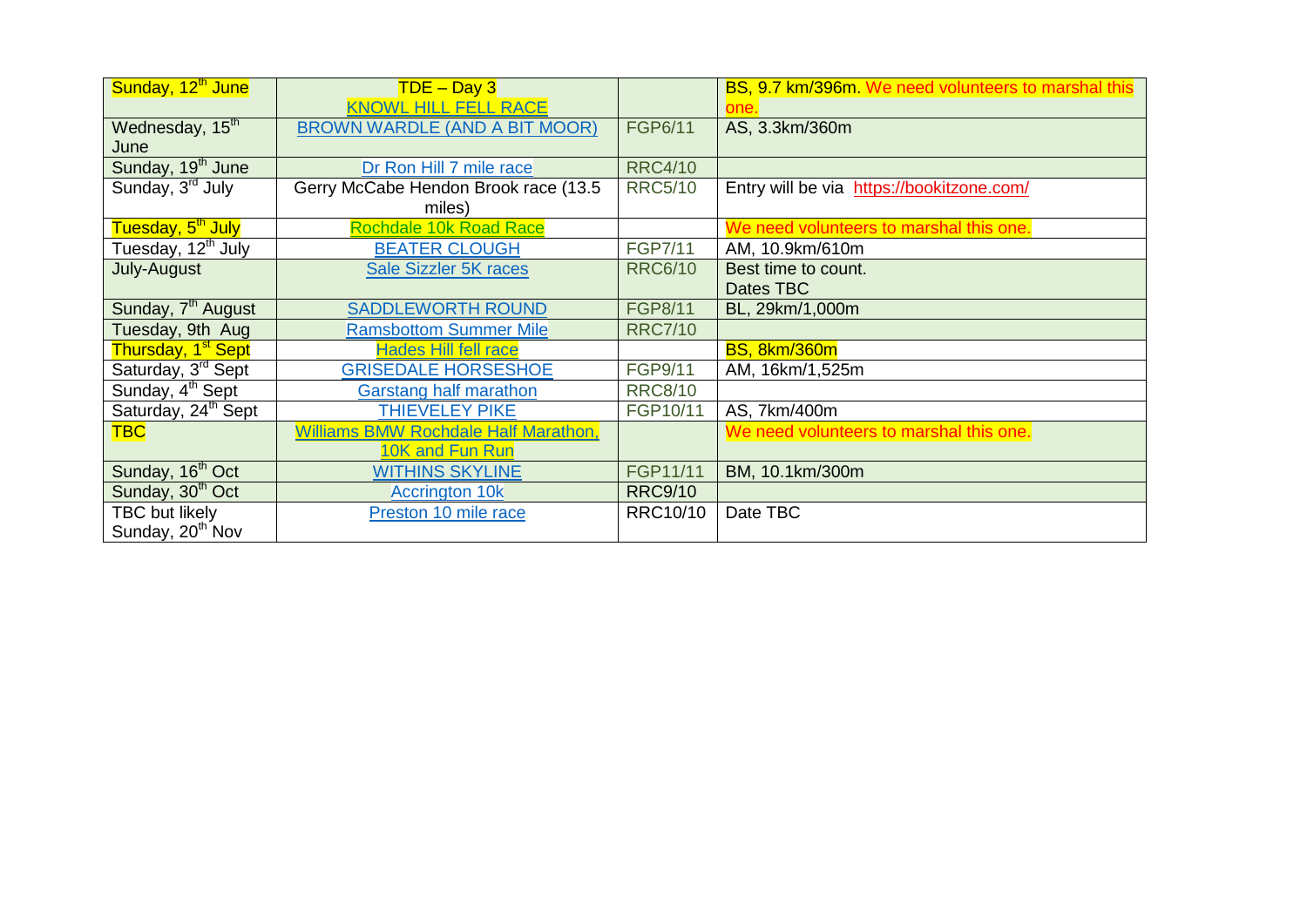| | | | |
|---|---|---|---|
| Sunday, 12th June | TDE – Day 3<br>KNOWL HILL FELL RACE | | BS, 9.7 km/396m. We need volunteers to marshal this one. |
| Wednesday, 15th June | BROWN WARDLE (AND A BIT MOOR) | FGP6/11 | AS, 3.3km/360m |
| Sunday, 19th June | Dr Ron Hill 7 mile race | RRC4/10 | |
| Sunday, 3rd July | Gerry McCabe Hendon Brook race (13.5 miles) | RRC5/10 | Entry will be via https://bookitzone.com/ |
| Tuesday, 5th July | Rochdale 10k Road Race | | We need volunteers to marshal this one. |
| Tuesday, 12th July | BEATER CLOUGH | FGP7/11 | AM, 10.9km/610m |
| July-August | Sale Sizzler 5K races | RRC6/10 | Best time to count.<br>Dates TBC |
| Sunday, 7th August | SADDLEWORTH ROUND | FGP8/11 | BL, 29km/1,000m |
| Tuesday, 9th Aug | Ramsbottom Summer Mile | RRC7/10 | |
| Thursday, 1st Sept | Hades Hill fell race | | BS, 8km/360m |
| Saturday, 3rd Sept | GRISEDALE HORSESHOE | FGP9/11 | AM, 16km/1,525m |
| Sunday, 4th Sept | Garstang half marathon | RRC8/10 | |
| Saturday, 24th Sept | THIEVELEY PIKE | FGP10/11 | AS, 7km/400m |
| TBC | Williams BMW Rochdale Half Marathon, 10K and Fun Run | | We need volunteers to marshal this one. |
| Sunday, 16th Oct | WITHINS SKYLINE | FGP11/11 | BM, 10.1km/300m |
| Sunday, 30th Oct | Accrington 10k | RRC9/10 | |
| TBC but likely Sunday, 20th Nov | Preston 10 mile race | RRC10/10 | Date TBC |